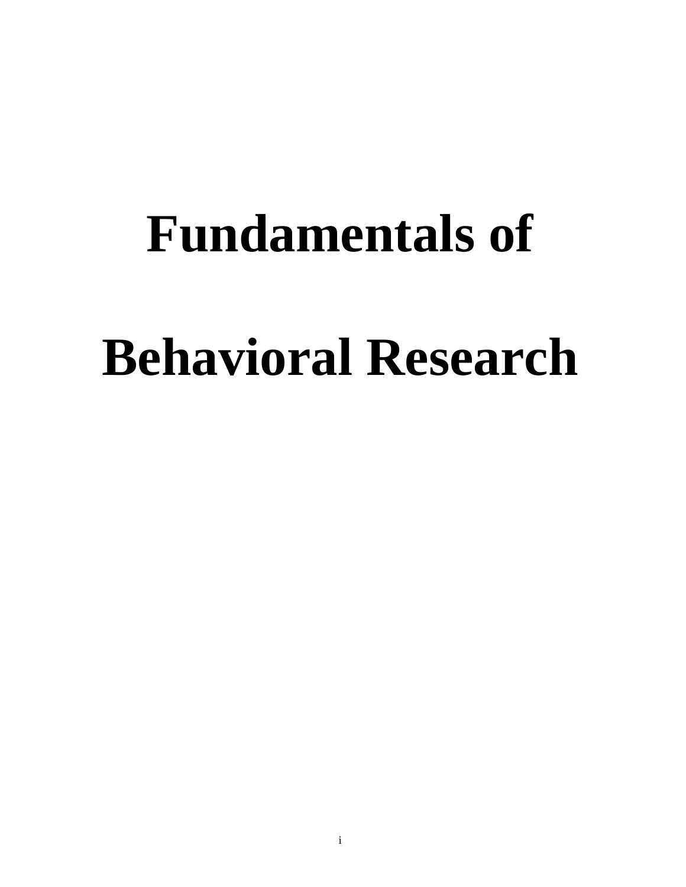# Fundamentals of Behavioral Research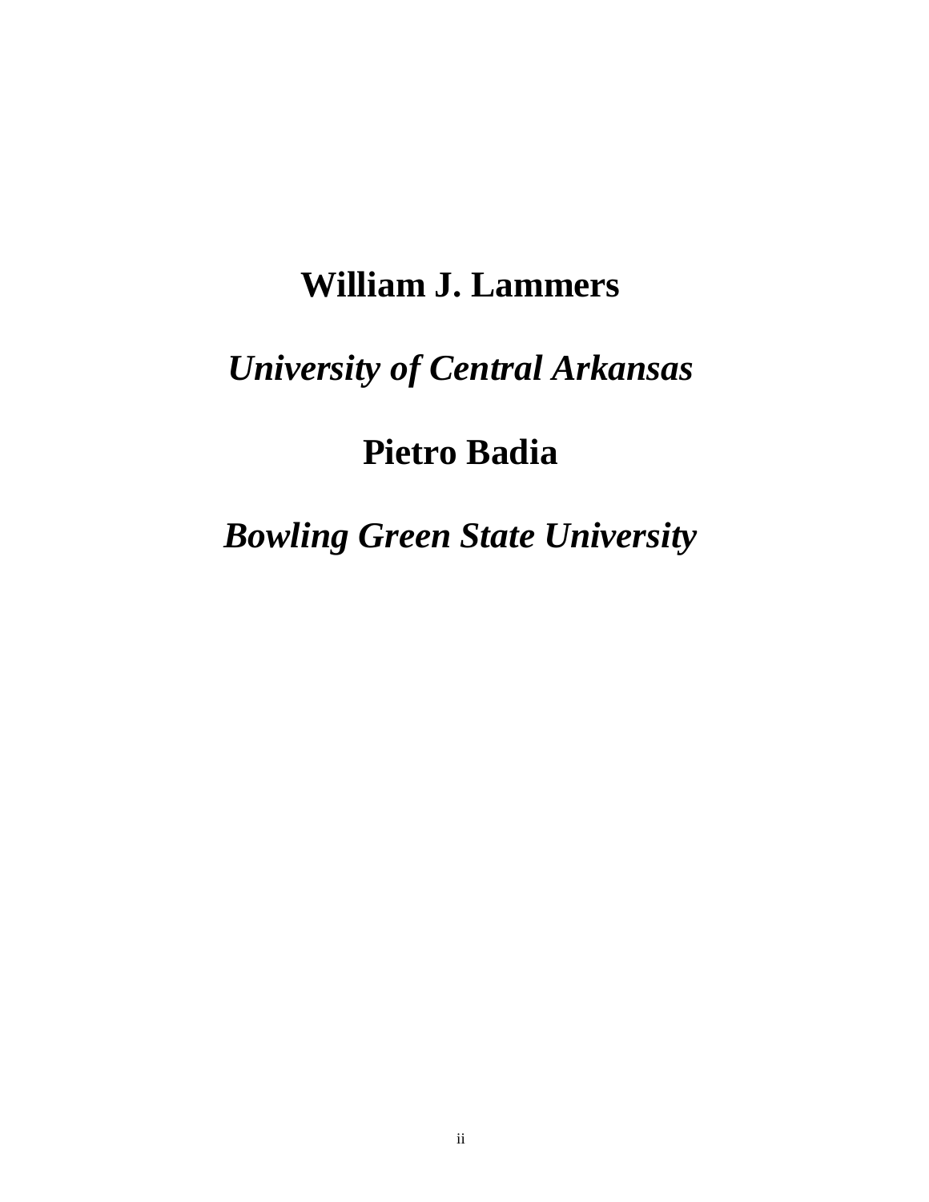**William J. Lammers**

***University of Central Arkansas***

**Pietro Badia**

***Bowling Green State University***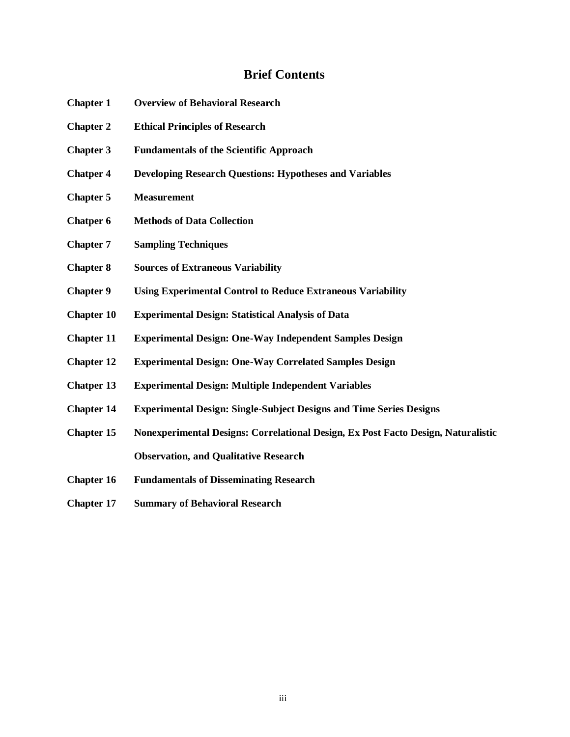# Brief Contents

**Chapter 1** **Overview of Behavioral Research**

**Chapter 2** **Ethical Principles of Research**

**Chapter 3** **Fundamentals of the Scientific Approach**

**Chatper 4** **Developing Research Questions: Hypotheses and Variables**

**Chapter 5** **Measurement**

**Chatper 6** **Methods of Data Collection**

**Chapter 7** **Sampling Techniques**

**Chapter 8** **Sources of Extraneous Variability**

**Chapter 9** **Using Experimental Control to Reduce Extraneous Variability**

**Chapter 10** **Experimental Design: Statistical Analysis of Data**

**Chapter 11** **Experimental Design: One-Way Independent Samples Design**

**Chapter 12** **Experimental Design: One-Way Correlated Samples Design**

**Chatper 13** **Experimental Design: Multiple Independent Variables**

**Chapter 14** **Experimental Design: Single-Subject Designs and Time Series Designs**

**Chapter 15** **Nonexperimental Designs: Correlational Design, Ex Post Facto Design, Naturalistic Observation, and Qualitative Research**

**Chapter 16** **Fundamentals of Disseminating Research**

**Chapter 17** **Summary of Behavioral Research**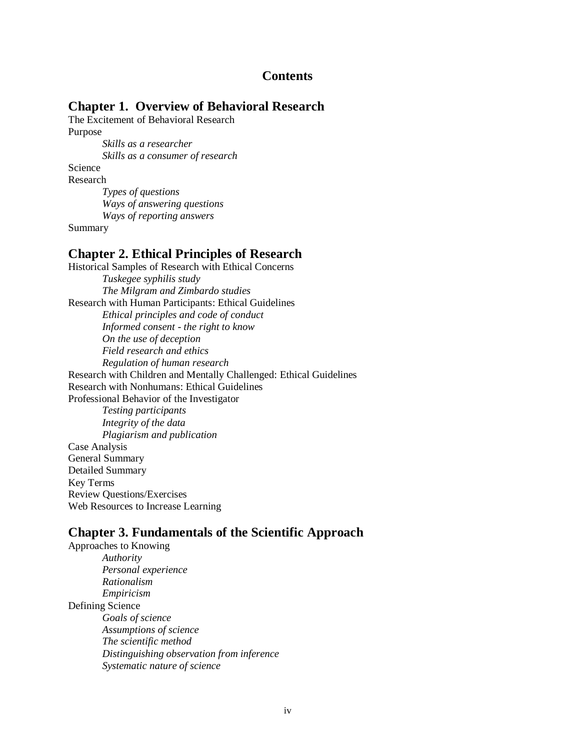# Contents

## Chapter 1. Overview of Behavioral Research

The Excitement of Behavioral Research

Purpose

*Skills as a researcher*

*Skills as a consumer of research*

Science

Research

*Types of questions*

*Ways of answering questions*

*Ways of reporting answers*

Summary

## Chapter 2. Ethical Principles of Research

Historical Samples of Research with Ethical Concerns

*Tuskegee syphilis study*

*The Milgram and Zimbardo studies*

Research with Human Participants: Ethical Guidelines

*Ethical principles and code of conduct*

*Informed consent - the right to know*

*On the use of deception*

*Field research and ethics*

*Regulation of human research*

Research with Children and Mentally Challenged: Ethical Guidelines

Research with Nonhumans: Ethical Guidelines

Professional Behavior of the Investigator

*Testing participants*

*Integrity of the data*

*Plagiarism and publication*

Case Analysis

General Summary

Detailed Summary

Key Terms

Review Questions/Exercises

Web Resources to Increase Learning

## Chapter 3. Fundamentals of the Scientific Approach

Approaches to Knowing

*Authority*

*Personal experience*

*Rationalism*

*Empiricism*

Defining Science

*Goals of science*

*Assumptions of science*

*The scientific method*

*Distinguishing observation from inference*

*Systematic nature of science*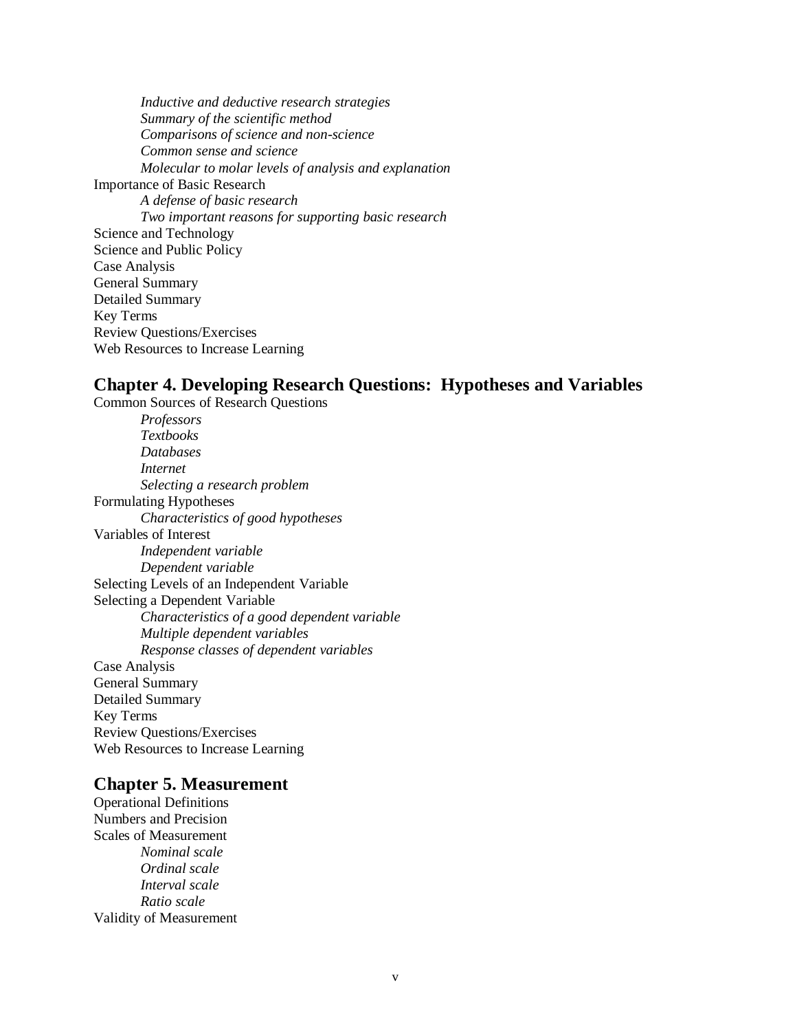*Inductive and deductive research strategies*
*Summary of the scientific method*
*Comparisons of science and non-science*
*Common sense and science*
*Molecular to molar levels of analysis and explanation*

Importance of Basic Research

*A defense of basic research*
*Two important reasons for supporting basic research*

Science and Technology
Science and Public Policy
Case Analysis
General Summary
Detailed Summary
Key Terms
Review Questions/Exercises
Web Resources to Increase Learning

## Chapter 4. Developing Research Questions: Hypotheses and Variables

Common Sources of Research Questions

*Professors*
*Textbooks*
*Databases*
*Internet*
*Selecting a research problem*

Formulating Hypotheses

*Characteristics of good hypotheses*

Variables of Interest

*Independent variable*
*Dependent variable*

Selecting Levels of an Independent Variable
Selecting a Dependent Variable

*Characteristics of a good dependent variable*
*Multiple dependent variables*
*Response classes of dependent variables*

Case Analysis
General Summary
Detailed Summary
Key Terms
Review Questions/Exercises
Web Resources to Increase Learning

## Chapter 5. Measurement

Operational Definitions
Numbers and Precision
Scales of Measurement

*Nominal scale*
*Ordinal scale*
*Interval scale*
*Ratio scale*

Validity of Measurement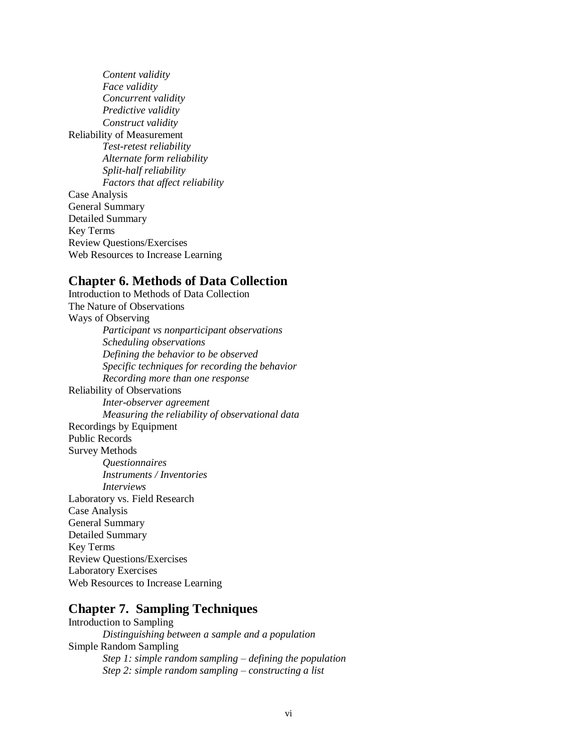*Content validity*
*Face validity*
*Concurrent validity*
*Predictive validity*
*Construct validity*

Reliability of Measurement

*Test-retest reliability*
*Alternate form reliability*
*Split-half reliability*
*Factors that affect reliability*

Case Analysis
General Summary
Detailed Summary
Key Terms
Review Questions/Exercises
Web Resources to Increase Learning

## Chapter 6. Methods of Data Collection

Introduction to Methods of Data Collection
The Nature of Observations
Ways of Observing

*Participant vs nonparticipant observations*
*Scheduling observations*
*Defining the behavior to be observed*
*Specific techniques for recording the behavior*
*Recording more than one response*

Reliability of Observations

*Inter-observer agreement*
*Measuring the reliability of observational data*

Recordings by Equipment
Public Records
Survey Methods

*Questionnaires*
*Instruments / Inventories*
*Interviews*

Laboratory vs. Field Research
Case Analysis
General Summary
Detailed Summary
Key Terms
Review Questions/Exercises
Laboratory Exercises
Web Resources to Increase Learning

## Chapter 7. Sampling Techniques

Introduction to Sampling

*Distinguishing between a sample and a population*

Simple Random Sampling

*Step 1: simple random sampling – defining the population*
*Step 2: simple random sampling – constructing a list*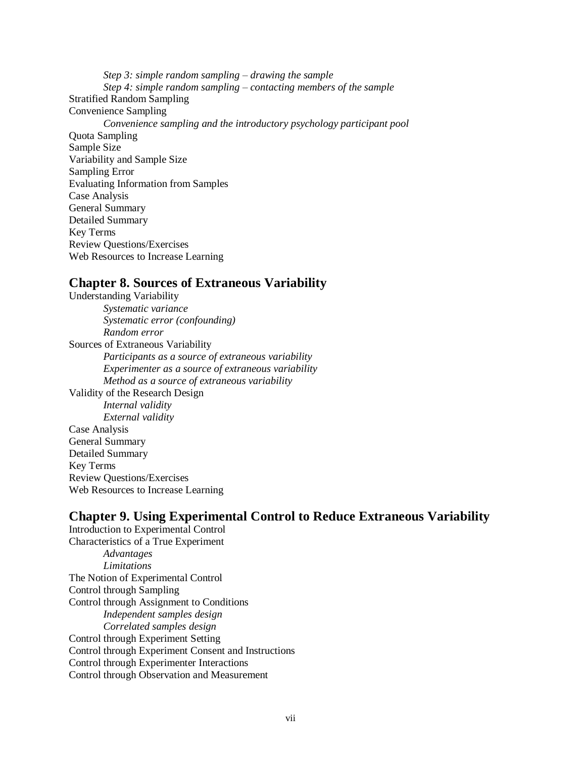*Step 3: simple random sampling – drawing the sample*
*Step 4: simple random sampling – contacting members of the sample*
Stratified Random Sampling
Convenience Sampling
*Convenience sampling and the introductory psychology participant pool*
Quota Sampling
Sample Size
Variability and Sample Size
Sampling Error
Evaluating Information from Samples
Case Analysis
General Summary
Detailed Summary
Key Terms
Review Questions/Exercises
Web Resources to Increase Learning

## Chapter 8. Sources of Extraneous Variability

Understanding Variability
*Systematic variance*
*Systematic error (confounding)*
*Random error*
Sources of Extraneous Variability
*Participants as a source of extraneous variability*
*Experimenter as a source of extraneous variability*
*Method as a source of extraneous variability*
Validity of the Research Design
*Internal validity*
*External validity*
Case Analysis
General Summary
Detailed Summary
Key Terms
Review Questions/Exercises
Web Resources to Increase Learning

## Chapter 9. Using Experimental Control to Reduce Extraneous Variability

Introduction to Experimental Control
Characteristics of a True Experiment
*Advantages*
*Limitations*
The Notion of Experimental Control
Control through Sampling
Control through Assignment to Conditions
*Independent samples design*
*Correlated samples design*
Control through Experiment Setting
Control through Experiment Consent and Instructions
Control through Experimenter Interactions
Control through Observation and Measurement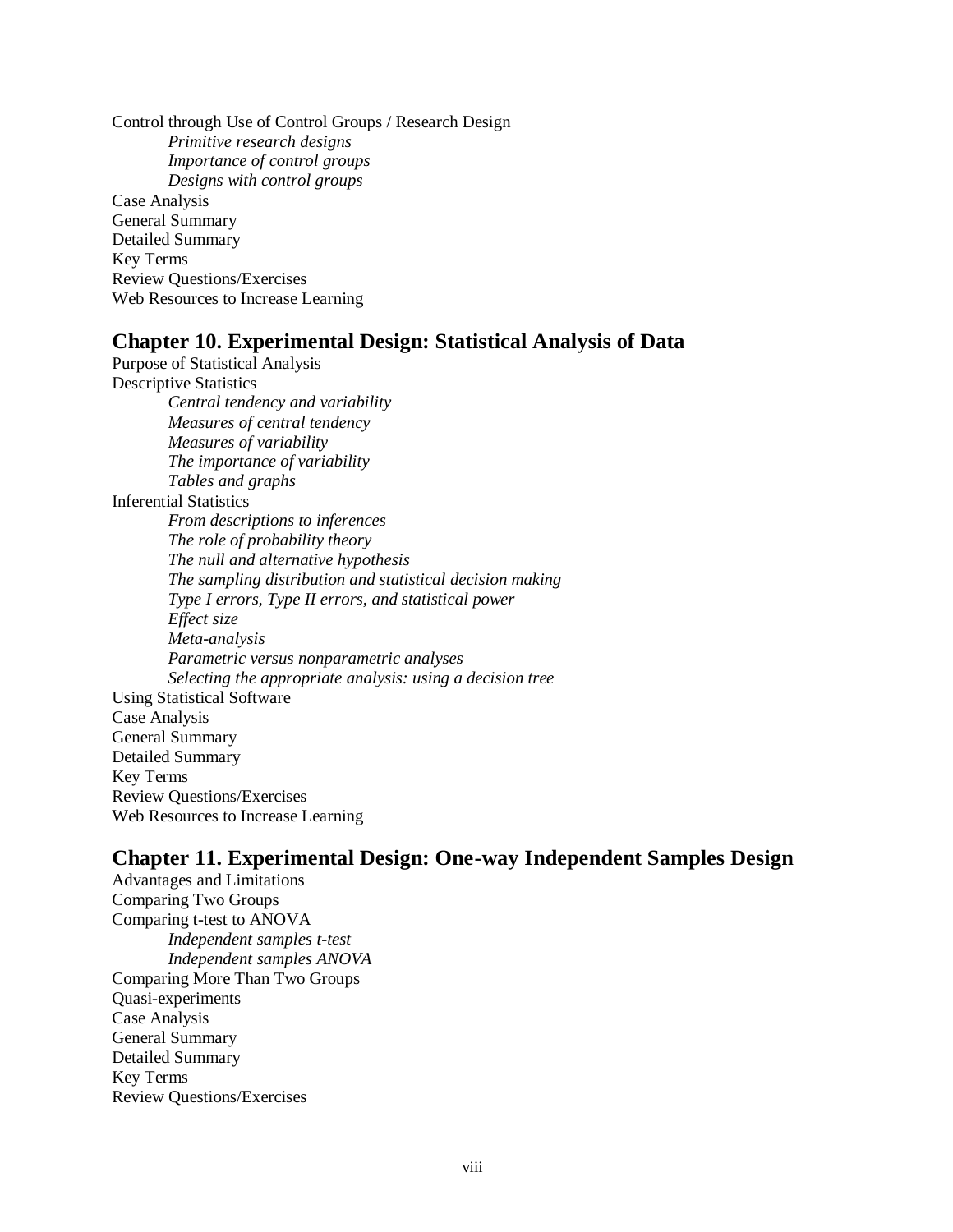Control through Use of Control Groups / Research Design

*Primitive research designs*

*Importance of control groups*

*Designs with control groups*

Case Analysis

General Summary

Detailed Summary

Key Terms

Review Questions/Exercises

Web Resources to Increase Learning

## Chapter 10. Experimental Design: Statistical Analysis of Data

Purpose of Statistical Analysis

Descriptive Statistics

*Central tendency and variability*

*Measures of central tendency*

*Measures of variability*

*The importance of variability*

*Tables and graphs*

Inferential Statistics

*From descriptions to inferences*

*The role of probability theory*

*The null and alternative hypothesis*

*The sampling distribution and statistical decision making*

*Type I errors, Type II errors, and statistical power*

*Effect size*

*Meta-analysis*

*Parametric versus nonparametric analyses*

*Selecting the appropriate analysis: using a decision tree*

Using Statistical Software

Case Analysis

General Summary

Detailed Summary

Key Terms

Review Questions/Exercises

Web Resources to Increase Learning

## Chapter 11. Experimental Design: One-way Independent Samples Design

Advantages and Limitations

Comparing Two Groups

Comparing t-test to ANOVA

*Independent samples t-test*

*Independent samples ANOVA*

Comparing More Than Two Groups

Quasi-experiments

Case Analysis

General Summary

Detailed Summary

Key Terms

Review Questions/Exercises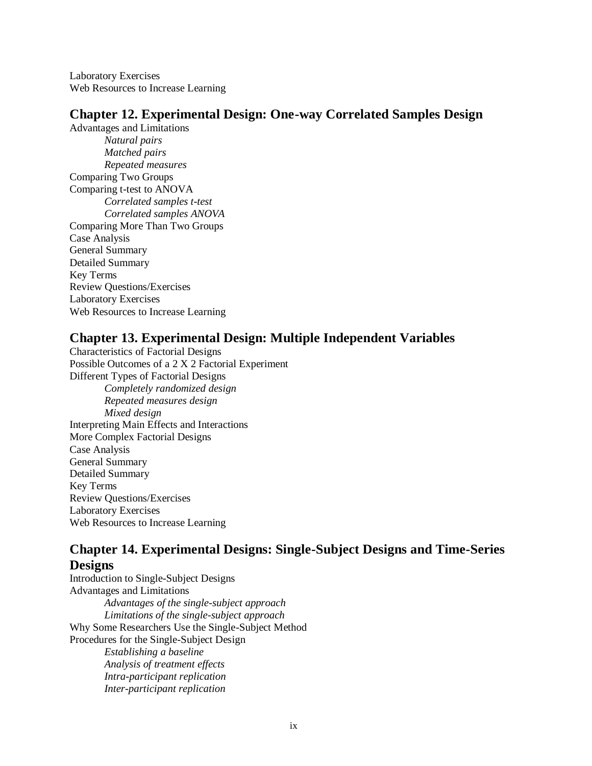Laboratory Exercises
Web Resources to Increase Learning

## Chapter 12. Experimental Design: One-way Correlated Samples Design

Advantages and Limitations
- *Natural pairs*
- *Matched pairs*
- *Repeated measures*

Comparing Two Groups
Comparing t-test to ANOVA
- *Correlated samples t-test*
- *Correlated samples ANOVA*

Comparing More Than Two Groups
Case Analysis
General Summary
Detailed Summary
Key Terms
Review Questions/Exercises
Laboratory Exercises
Web Resources to Increase Learning

## Chapter 13. Experimental Design: Multiple Independent Variables

Characteristics of Factorial Designs
Possible Outcomes of a 2 X 2 Factorial Experiment
Different Types of Factorial Designs
- *Completely randomized design*
- *Repeated measures design*
- *Mixed design*

Interpreting Main Effects and Interactions
More Complex Factorial Designs
Case Analysis
General Summary
Detailed Summary
Key Terms
Review Questions/Exercises
Laboratory Exercises
Web Resources to Increase Learning

## Chapter 14. Experimental Designs: Single-Subject Designs and Time-Series Designs

Introduction to Single-Subject Designs
Advantages and Limitations
- *Advantages of the single-subject approach*
- *Limitations of the single-subject approach*

Why Some Researchers Use the Single-Subject Method
Procedures for the Single-Subject Design
- *Establishing a baseline*
- *Analysis of treatment effects*
- *Intra-participant replication*
- *Inter-participant replication*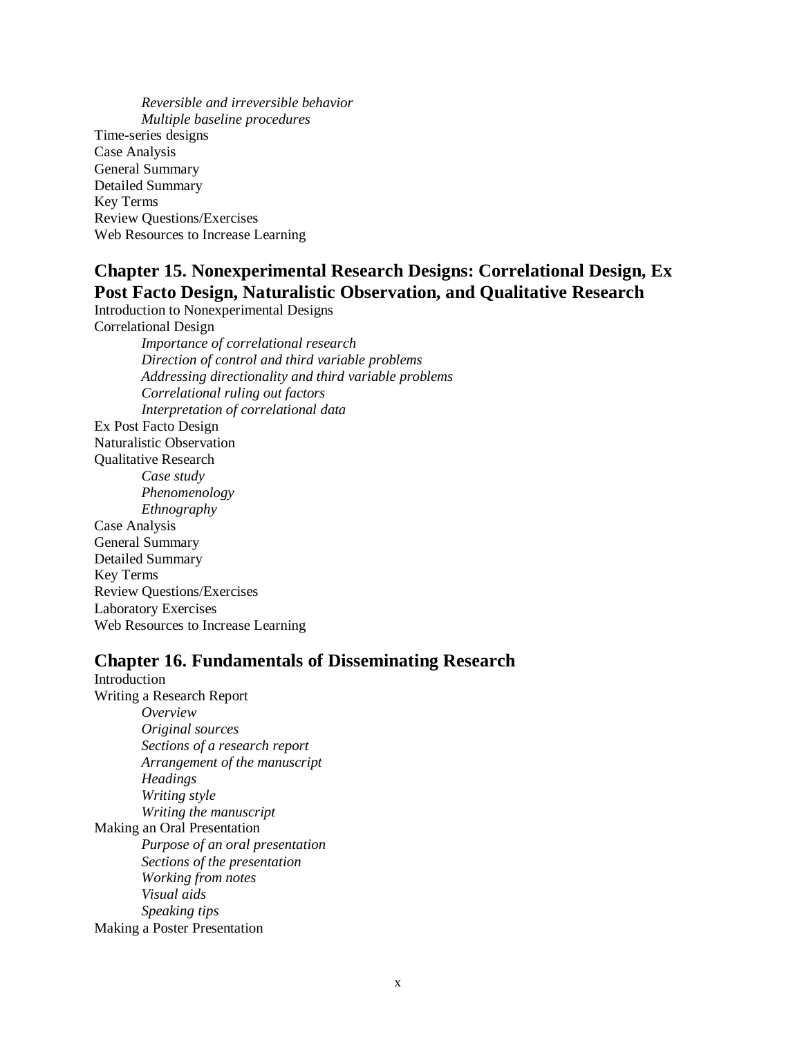*Reversible and irreversible behavior*
*Multiple baseline procedures*

Time-series designs
Case Analysis
General Summary
Detailed Summary
Key Terms
Review Questions/Exercises
Web Resources to Increase Learning

## Chapter 15. Nonexperimental Research Designs: Correlational Design, Ex Post Facto Design, Naturalistic Observation, and Qualitative Research

Introduction to Nonexperimental Designs
Correlational Design

*Importance of correlational research*
*Direction of control and third variable problems*
*Addressing directionality and third variable problems*
*Correlational ruling out factors*
*Interpretation of correlational data*

Ex Post Facto Design
Naturalistic Observation
Qualitative Research

*Case study*
*Phenomenology*
*Ethnography*

Case Analysis
General Summary
Detailed Summary
Key Terms
Review Questions/Exercises
Laboratory Exercises
Web Resources to Increase Learning

## Chapter 16. Fundamentals of Disseminating Research

Introduction
Writing a Research Report

*Overview*
*Original sources*
*Sections of a research report*
*Arrangement of the manuscript*
*Headings*
*Writing style*
*Writing the manuscript*

Making an Oral Presentation

*Purpose of an oral presentation*
*Sections of the presentation*
*Working from notes*
*Visual aids*
*Speaking tips*

Making a Poster Presentation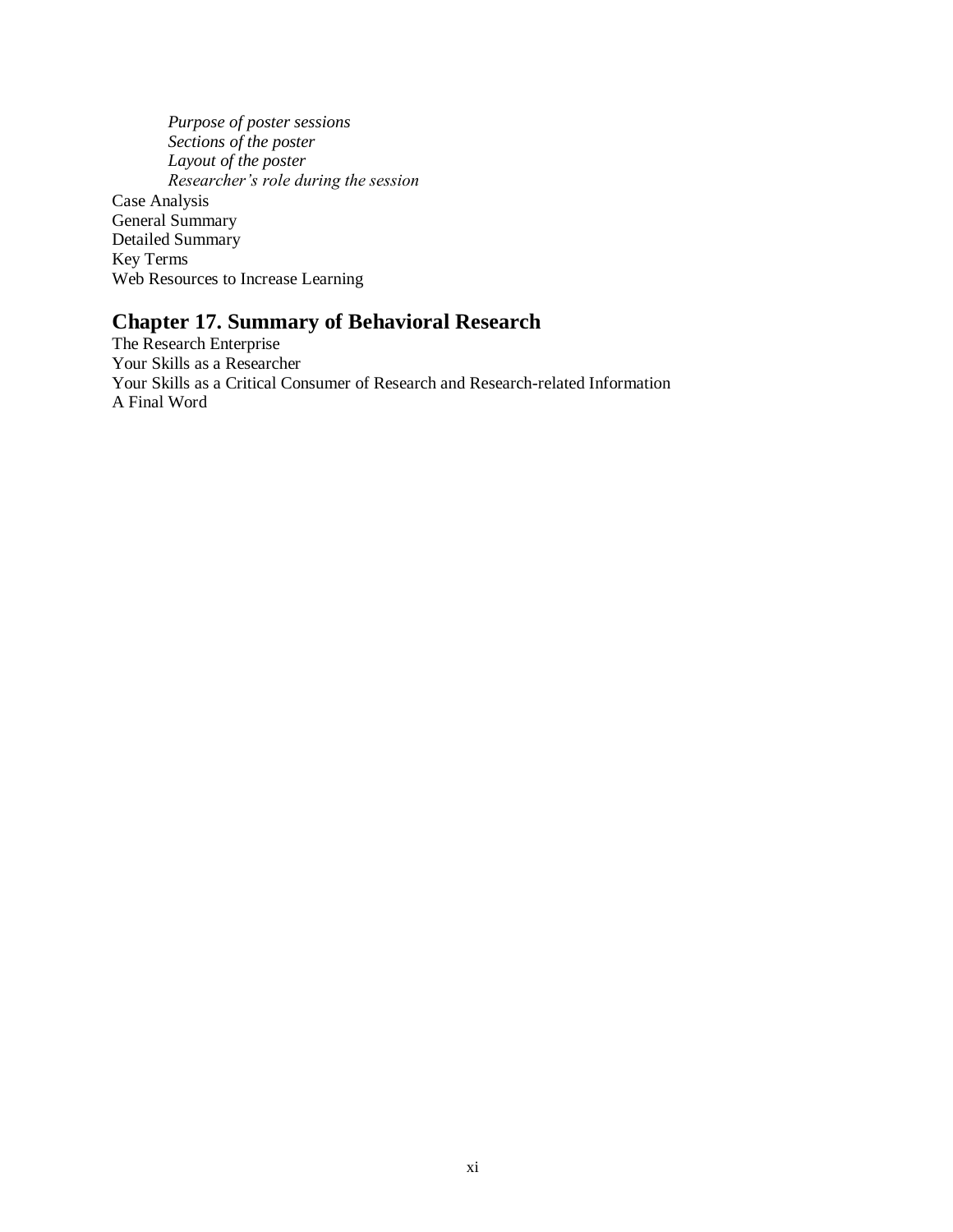*Purpose of poster sessions*
*Sections of the poster*
*Layout of the poster*
*Researcher's role during the session*

Case Analysis
General Summary
Detailed Summary
Key Terms
Web Resources to Increase Learning

## Chapter 17. Summary of Behavioral Research

The Research Enterprise
Your Skills as a Researcher
Your Skills as a Critical Consumer of Research and Research-related Information
A Final Word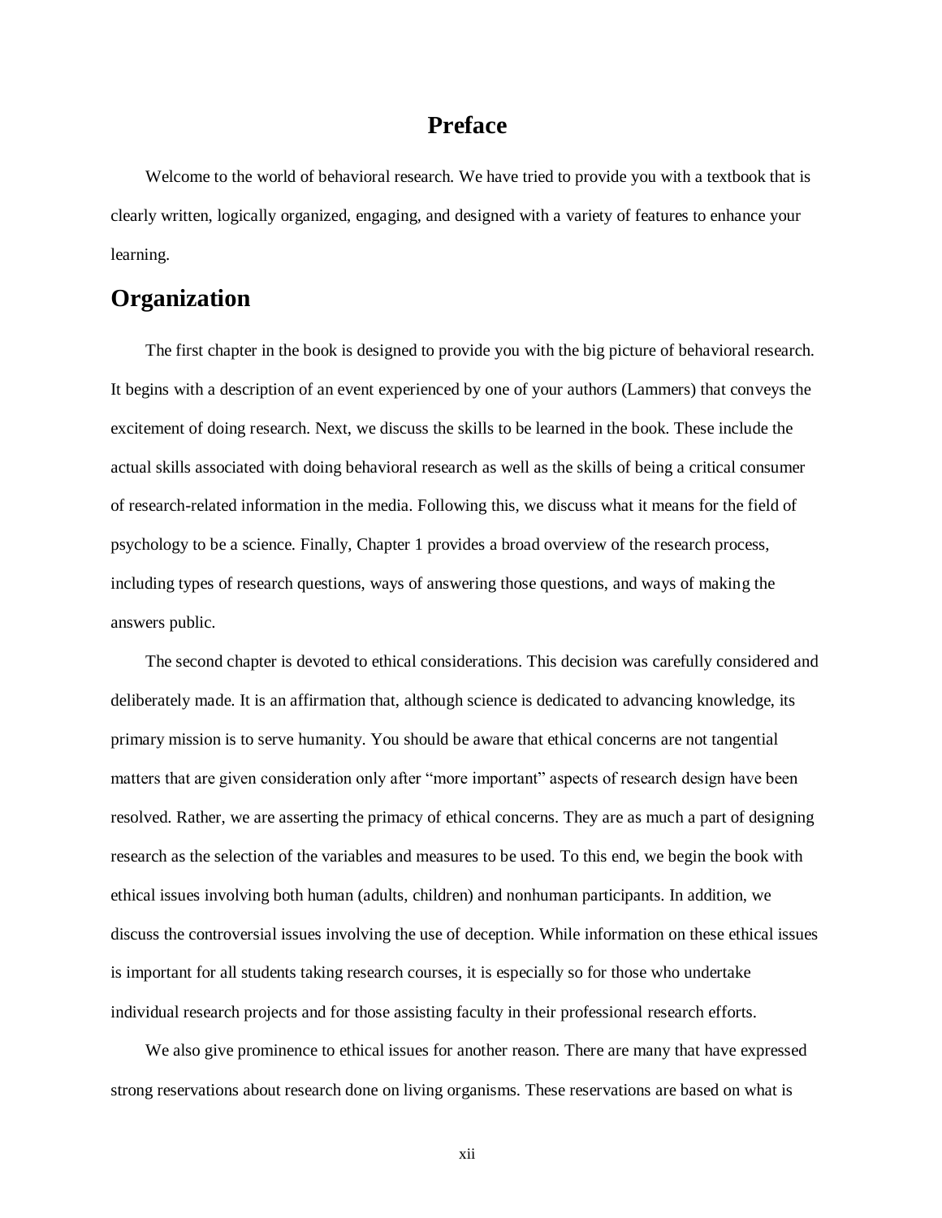# Preface

Welcome to the world of behavioral research. We have tried to provide you with a textbook that is clearly written, logically organized, engaging, and designed with a variety of features to enhance your learning.

## Organization

The first chapter in the book is designed to provide you with the big picture of behavioral research. It begins with a description of an event experienced by one of your authors (Lammers) that conveys the excitement of doing research. Next, we discuss the skills to be learned in the book. These include the actual skills associated with doing behavioral research as well as the skills of being a critical consumer of research-related information in the media. Following this, we discuss what it means for the field of psychology to be a science. Finally, Chapter 1 provides a broad overview of the research process, including types of research questions, ways of answering those questions, and ways of making the answers public.

The second chapter is devoted to ethical considerations. This decision was carefully considered and deliberately made. It is an affirmation that, although science is dedicated to advancing knowledge, its primary mission is to serve humanity. You should be aware that ethical concerns are not tangential matters that are given consideration only after "more important" aspects of research design have been resolved. Rather, we are asserting the primacy of ethical concerns. They are as much a part of designing research as the selection of the variables and measures to be used. To this end, we begin the book with ethical issues involving both human (adults, children) and nonhuman participants. In addition, we discuss the controversial issues involving the use of deception. While information on these ethical issues is important for all students taking research courses, it is especially so for those who undertake individual research projects and for those assisting faculty in their professional research efforts.

We also give prominence to ethical issues for another reason. There are many that have expressed strong reservations about research done on living organisms. These reservations are based on what is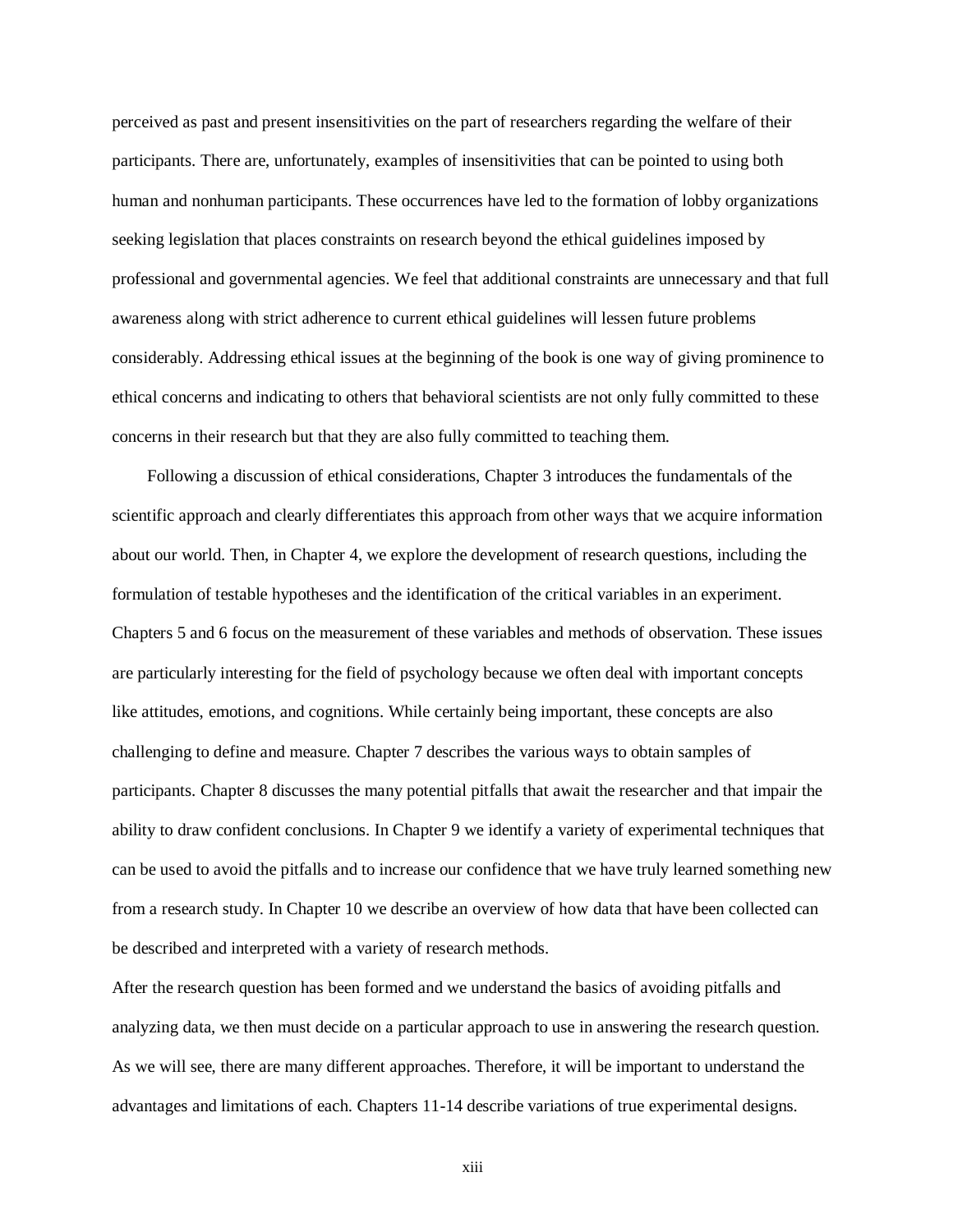perceived as past and present insensitivities on the part of researchers regarding the welfare of their participants. There are, unfortunately, examples of insensitivities that can be pointed to using both human and nonhuman participants. These occurrences have led to the formation of lobby organizations seeking legislation that places constraints on research beyond the ethical guidelines imposed by professional and governmental agencies. We feel that additional constraints are unnecessary and that full awareness along with strict adherence to current ethical guidelines will lessen future problems considerably. Addressing ethical issues at the beginning of the book is one way of giving prominence to ethical concerns and indicating to others that behavioral scientists are not only fully committed to these concerns in their research but that they are also fully committed to teaching them.

Following a discussion of ethical considerations, Chapter 3 introduces the fundamentals of the scientific approach and clearly differentiates this approach from other ways that we acquire information about our world. Then, in Chapter 4, we explore the development of research questions, including the formulation of testable hypotheses and the identification of the critical variables in an experiment. Chapters 5 and 6 focus on the measurement of these variables and methods of observation. These issues are particularly interesting for the field of psychology because we often deal with important concepts like attitudes, emotions, and cognitions. While certainly being important, these concepts are also challenging to define and measure. Chapter 7 describes the various ways to obtain samples of participants. Chapter 8 discusses the many potential pitfalls that await the researcher and that impair the ability to draw confident conclusions. In Chapter 9 we identify a variety of experimental techniques that can be used to avoid the pitfalls and to increase our confidence that we have truly learned something new from a research study. In Chapter 10 we describe an overview of how data that have been collected can be described and interpreted with a variety of research methods.

After the research question has been formed and we understand the basics of avoiding pitfalls and analyzing data, we then must decide on a particular approach to use in answering the research question. As we will see, there are many different approaches. Therefore, it will be important to understand the advantages and limitations of each. Chapters 11-14 describe variations of true experimental designs.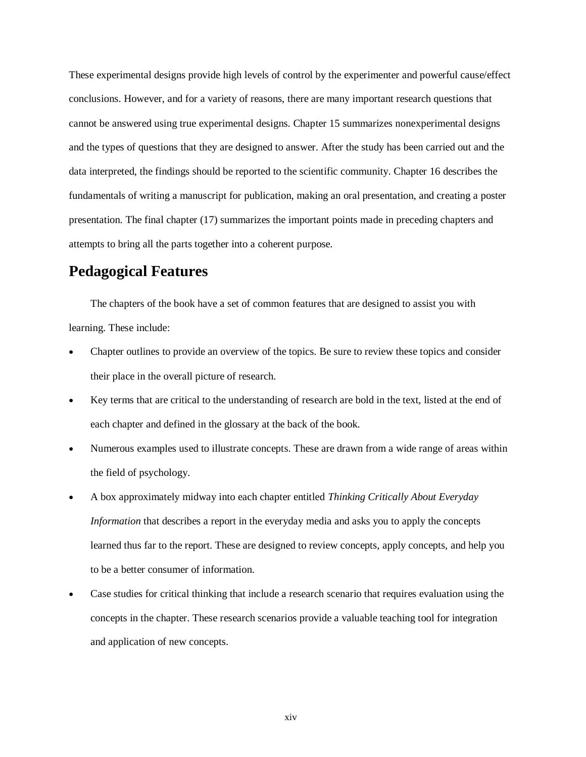These experimental designs provide high levels of control by the experimenter and powerful cause/effect conclusions. However, and for a variety of reasons, there are many important research questions that cannot be answered using true experimental designs. Chapter 15 summarizes nonexperimental designs and the types of questions that they are designed to answer. After the study has been carried out and the data interpreted, the findings should be reported to the scientific community. Chapter 16 describes the fundamentals of writing a manuscript for publication, making an oral presentation, and creating a poster presentation. The final chapter (17) summarizes the important points made in preceding chapters and attempts to bring all the parts together into a coherent purpose.

## Pedagogical Features

The chapters of the book have a set of common features that are designed to assist you with learning. These include:

- Chapter outlines to provide an overview of the topics. Be sure to review these topics and consider their place in the overall picture of research.
- Key terms that are critical to the understanding of research are bold in the text, listed at the end of each chapter and defined in the glossary at the back of the book.
- Numerous examples used to illustrate concepts. These are drawn from a wide range of areas within the field of psychology.
- A box approximately midway into each chapter entitled *Thinking Critically About Everyday Information* that describes a report in the everyday media and asks you to apply the concepts learned thus far to the report. These are designed to review concepts, apply concepts, and help you to be a better consumer of information.
- Case studies for critical thinking that include a research scenario that requires evaluation using the concepts in the chapter. These research scenarios provide a valuable teaching tool for integration and application of new concepts.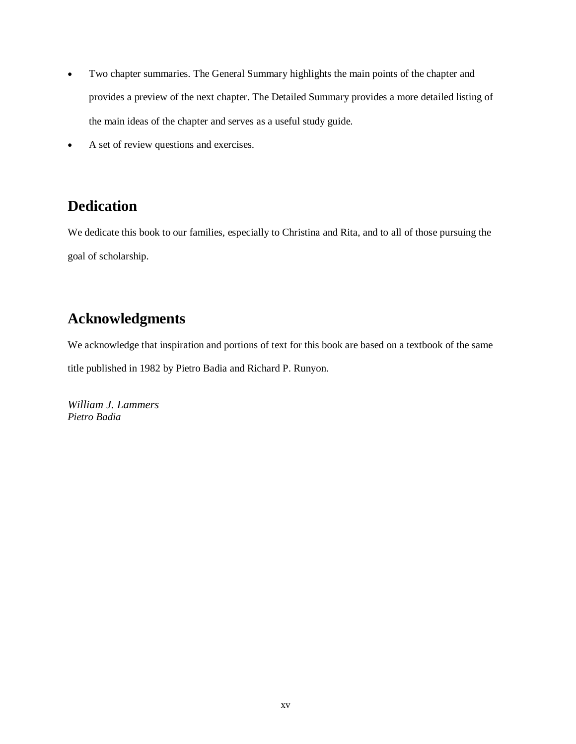- Two chapter summaries. The General Summary highlights the main points of the chapter and provides a preview of the next chapter. The Detailed Summary provides a more detailed listing of the main ideas of the chapter and serves as a useful study guide.
- A set of review questions and exercises.

## Dedication

We dedicate this book to our families, especially to Christina and Rita, and to all of those pursuing the goal of scholarship.

## Acknowledgments

We acknowledge that inspiration and portions of text for this book are based on a textbook of the same title published in 1982 by Pietro Badia and Richard P. Runyon.

*William J. Lammers*
*Pietro Badia*